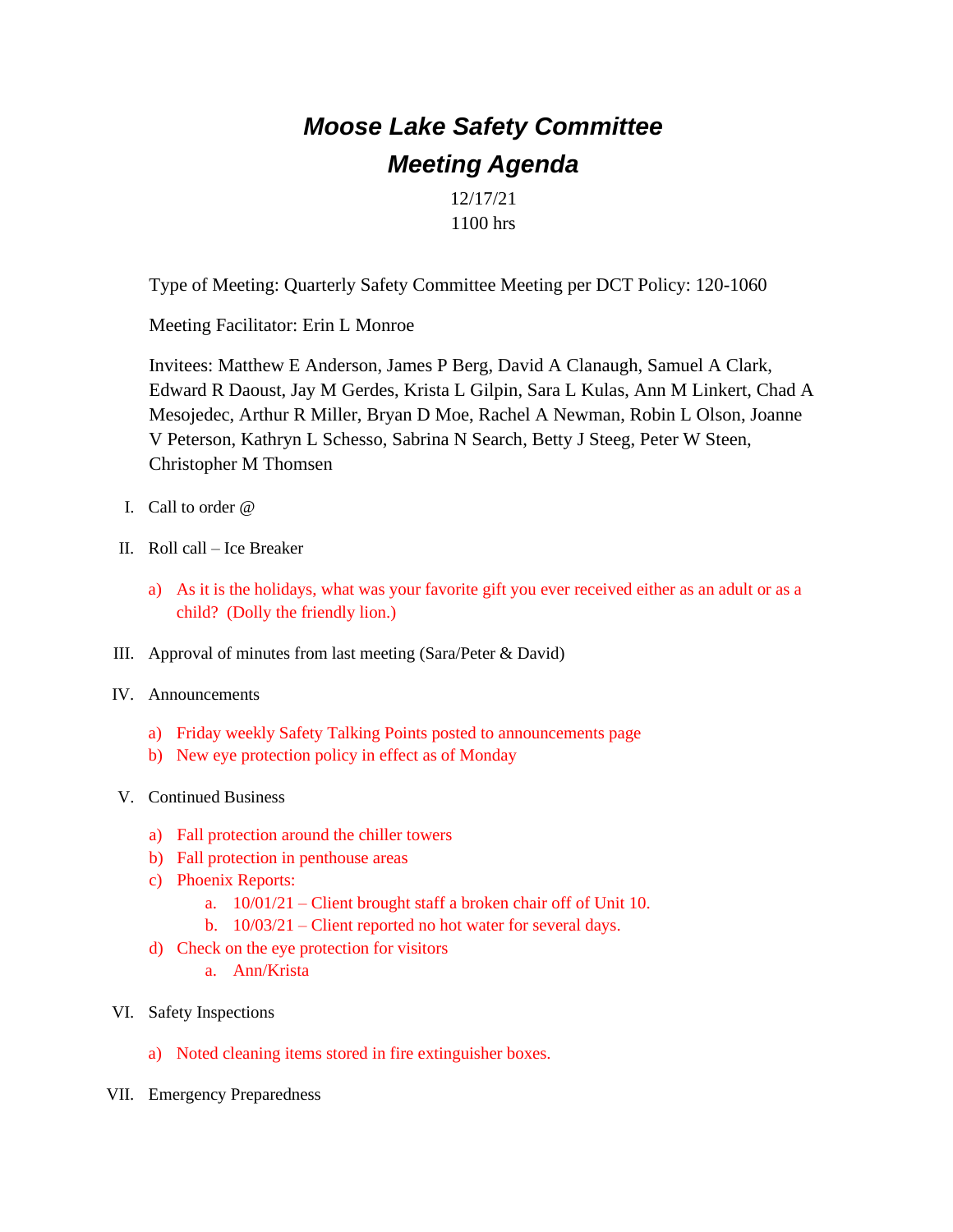# *Moose Lake Safety Committee*
# *Meeting Agenda*

12/17/21
1100 hrs

Type of Meeting: Quarterly Safety Committee Meeting per DCT Policy: 120-1060

Meeting Facilitator: Erin L Monroe

Invitees: Matthew E Anderson, James P Berg, David A Clanaugh, Samuel A Clark, Edward R Daoust, Jay M Gerdes, Krista L Gilpin, Sara L Kulas, Ann M Linkert, Chad A Mesojedec, Arthur R Miller, Bryan D Moe, Rachel A Newman, Robin L Olson, Joanne V Peterson, Kathryn L Schesso, Sabrina N Search, Betty J Steeg, Peter W Steen, Christopher M Thomsen

I. Call to order @

II. Roll call – Ice Breaker

   a) As it is the holidays, what was your favorite gift you ever received either as an adult or as a child? (Dolly the friendly lion.)

III. Approval of minutes from last meeting (Sara/Peter & David)

IV. Announcements

   a) Friday weekly Safety Talking Points posted to announcements page
   b) New eye protection policy in effect as of Monday

V. Continued Business

   a) Fall protection around the chiller towers
   b) Fall protection in penthouse areas
   c) Phoenix Reports:
      a. 10/01/21 – Client brought staff a broken chair off of Unit 10.
      b. 10/03/21 – Client reported no hot water for several days.
   d) Check on the eye protection for visitors
      a. Ann/Krista

VI. Safety Inspections

   a) Noted cleaning items stored in fire extinguisher boxes.

VII. Emergency Preparedness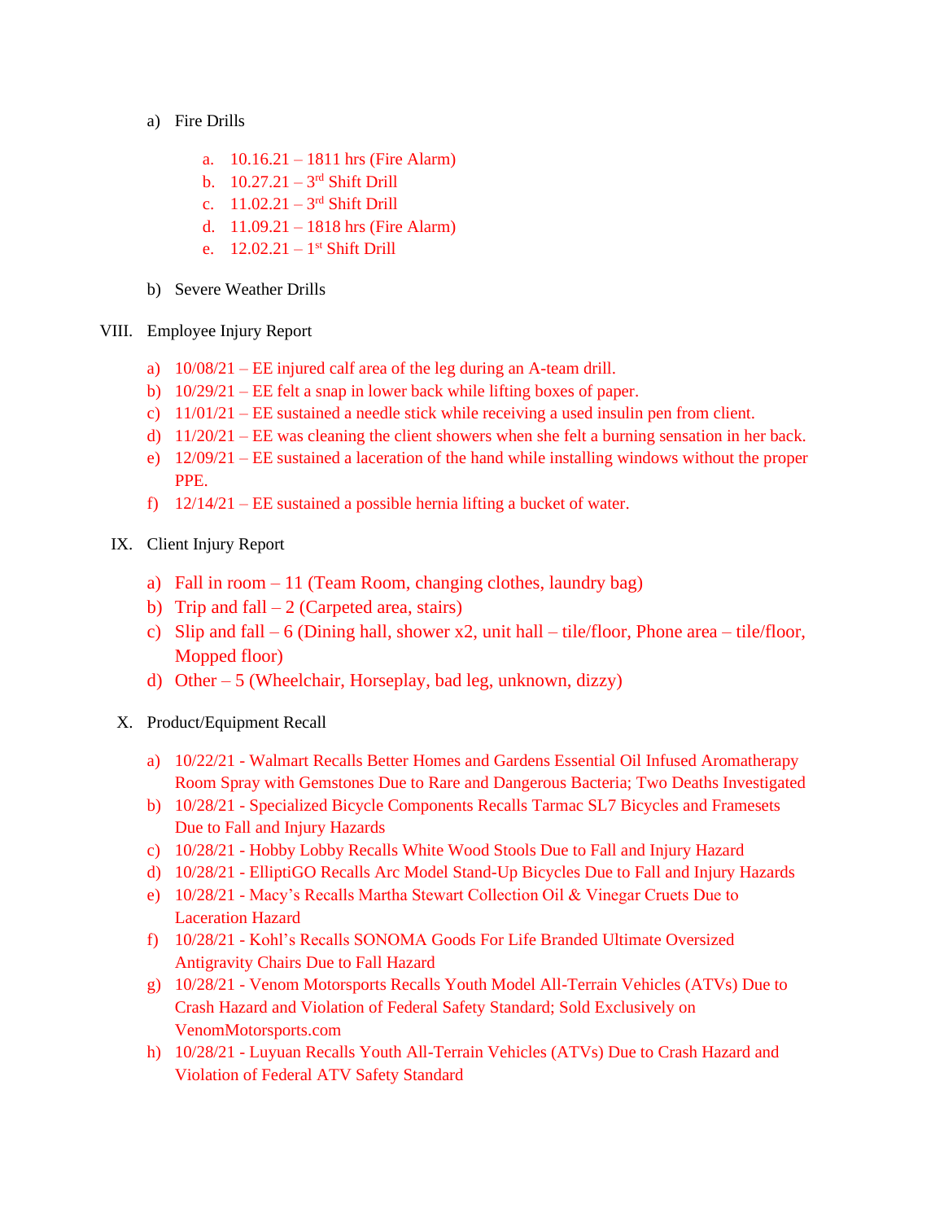a) Fire Drills

   a. 10.16.21 – 1811 hrs (Fire Alarm)
   b. 10.27.21 – 3rd Shift Drill
   c. 11.02.21 – 3rd Shift Drill
   d. 11.09.21 – 1818 hrs (Fire Alarm)
   e. 12.02.21 – 1st Shift Drill

b) Severe Weather Drills

VIII. Employee Injury Report

a) 10/08/21 – EE injured calf area of the leg during an A-team drill.
b) 10/29/21 – EE felt a snap in lower back while lifting boxes of paper.
c) 11/01/21 – EE sustained a needle stick while receiving a used insulin pen from client.
d) 11/20/21 – EE was cleaning the client showers when she felt a burning sensation in her back.
e) 12/09/21 – EE sustained a laceration of the hand while installing windows without the proper PPE.
f) 12/14/21 – EE sustained a possible hernia lifting a bucket of water.

IX. Client Injury Report

a) Fall in room – 11 (Team Room, changing clothes, laundry bag)
b) Trip and fall – 2 (Carpeted area, stairs)
c) Slip and fall – 6 (Dining hall, shower x2, unit hall – tile/floor, Phone area – tile/floor, Mopped floor)
d) Other – 5 (Wheelchair, Horseplay, bad leg, unknown, dizzy)

X. Product/Equipment Recall

a) 10/22/21 - Walmart Recalls Better Homes and Gardens Essential Oil Infused Aromatherapy Room Spray with Gemstones Due to Rare and Dangerous Bacteria; Two Deaths Investigated
b) 10/28/21 - Specialized Bicycle Components Recalls Tarmac SL7 Bicycles and Framesets Due to Fall and Injury Hazards
c) 10/28/21 - Hobby Lobby Recalls White Wood Stools Due to Fall and Injury Hazard
d) 10/28/21 - ElliptiGO Recalls Arc Model Stand-Up Bicycles Due to Fall and Injury Hazards
e) 10/28/21 - Macy's Recalls Martha Stewart Collection Oil & Vinegar Cruets Due to Laceration Hazard
f) 10/28/21 - Kohl's Recalls SONOMA Goods For Life Branded Ultimate Oversized Antigravity Chairs Due to Fall Hazard
g) 10/28/21 - Venom Motorsports Recalls Youth Model All-Terrain Vehicles (ATVs) Due to Crash Hazard and Violation of Federal Safety Standard; Sold Exclusively on VenomMotorsports.com
h) 10/28/21 - Luyuan Recalls Youth All-Terrain Vehicles (ATVs) Due to Crash Hazard and Violation of Federal ATV Safety Standard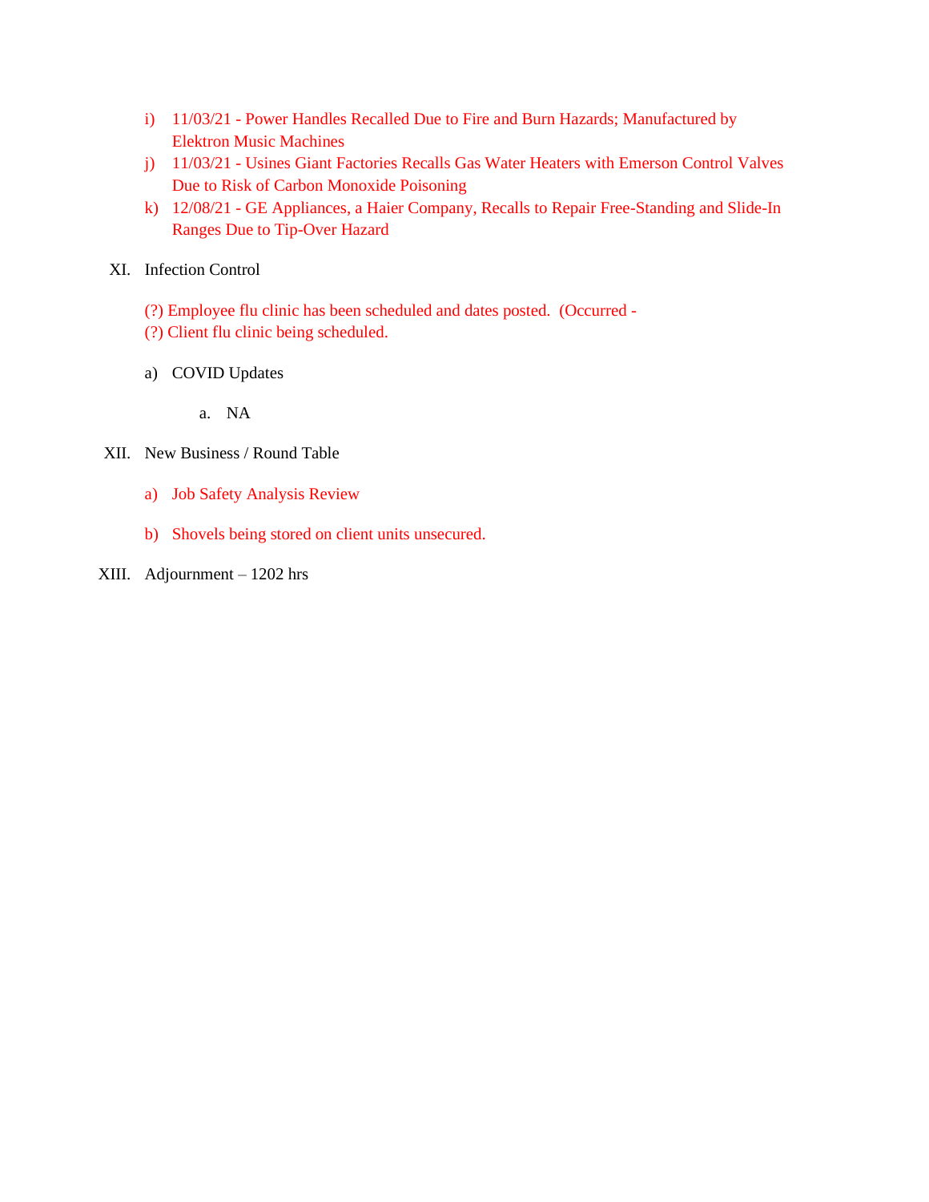i) 11/03/21 - Power Handles Recalled Due to Fire and Burn Hazards; Manufactured by Elektron Music Machines

j) 11/03/21 - Usines Giant Factories Recalls Gas Water Heaters with Emerson Control Valves Due to Risk of Carbon Monoxide Poisoning

k) 12/08/21 - GE Appliances, a Haier Company, Recalls to Repair Free-Standing and Slide-In Ranges Due to Tip-Over Hazard

XI. Infection Control

(?) Employee flu clinic has been scheduled and dates posted. (Occurred -
(?) Client flu clinic being scheduled.

a) COVID Updates

   a. NA

XII. New Business / Round Table

a) Job Safety Analysis Review

b) Shovels being stored on client units unsecured.

XIII. Adjournment – 1202 hrs